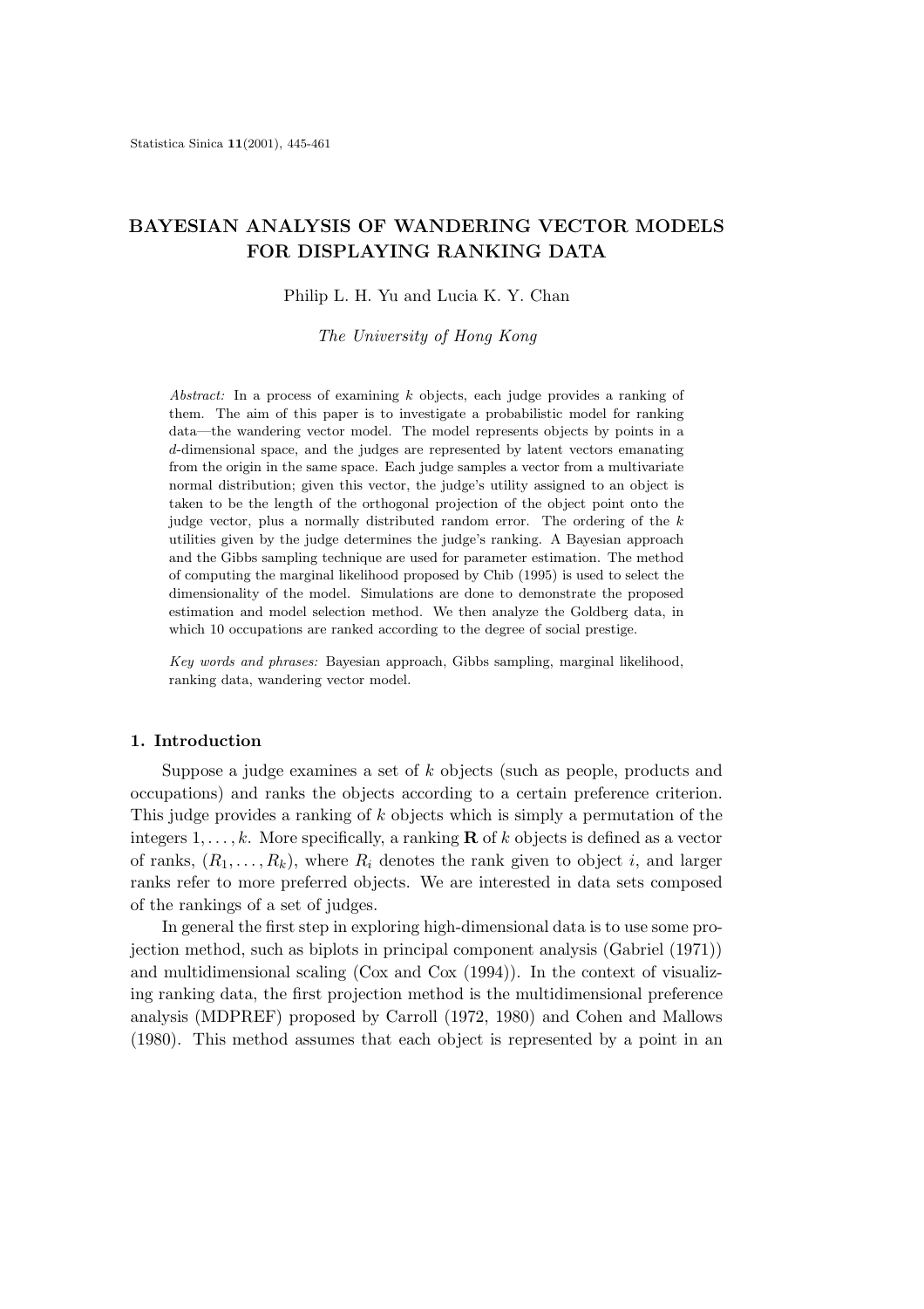# BAYESIAN ANALYSIS OF WANDERING VECTOR MODELS FOR DISPLAYING RANKING DATA

Philip L. H. Yu and Lucia K. Y. Chan

*The University of Hong Kong*

*Abstract:* In a process of examining $k$ objects, each judge provides a ranking of them. The aim of this paper is to investigate a probabilistic model for ranking data—the wandering vector model. The model represents objects by points in a $d$-dimensional space, and the judges are represented by latent vectors emanating from the origin in the same space. Each judge samples a vector from a multivariate normal distribution; given this vector, the judge's utility assigned to an object is taken to be the length of the orthogonal projection of the object point onto the judge vector, plus a normally distributed random error. The ordering of the $k$ utilities given by the judge determines the judge's ranking. A Bayesian approach and the Gibbs sampling technique are used for parameter estimation. The method of computing the marginal likelihood proposed by Chib (1995) is used to select the dimensionality of the model. Simulations are done to demonstrate the proposed estimation and model selection method. We then analyze the Goldberg data, in which 10 occupations are ranked according to the degree of social prestige.

*Key words and phrases:* Bayesian approach, Gibbs sampling, marginal likelihood, ranking data, wandering vector model.

## 1. Introduction

Suppose a judge examines a set of $k$ objects (such as people, products and occupations) and ranks the objects according to a certain preference criterion. This judge provides a ranking of $k$ objects which is simply a permutation of the integers $1, \ldots, k$. More specifically, a ranking $\mathbf{R}$ of $k$ objects is defined as a vector of ranks, $(R_1, \ldots, R_k)$, where $R_i$ denotes the rank given to object $i$, and larger ranks refer to more preferred objects. We are interested in data sets composed of the rankings of a set of judges.

In general the first step in exploring high-dimensional data is to use some projection method, such as biplots in principal component analysis (Gabriel (1971)) and multidimensional scaling (Cox and Cox (1994)). In the context of visualizing ranking data, the first projection method is the multidimensional preference analysis (MDPREF) proposed by Carroll (1972, 1980) and Cohen and Mallows (1980). This method assumes that each object is represented by a point in an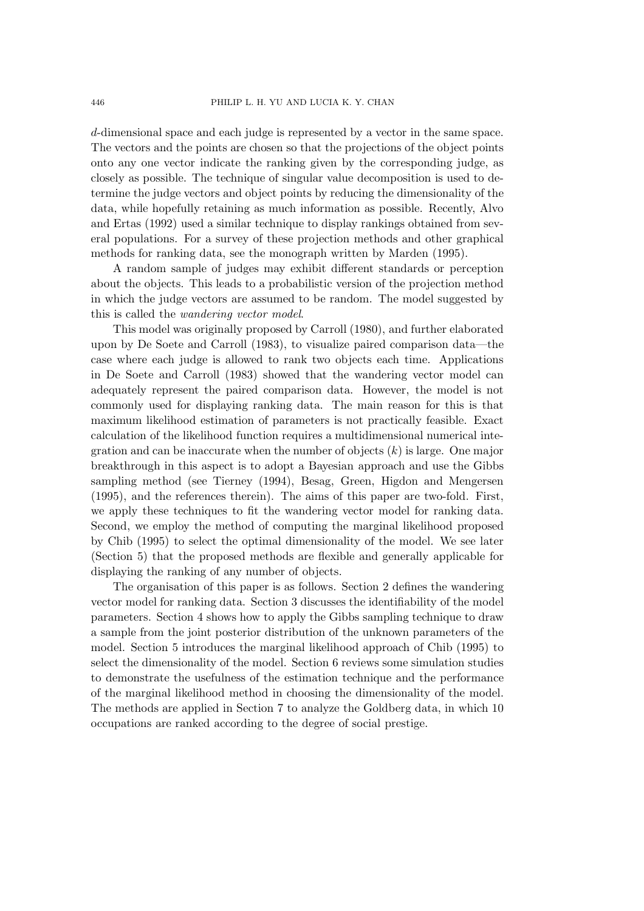$d$-dimensional space and each judge is represented by a vector in the same space. The vectors and the points are chosen so that the projections of the object points onto any one vector indicate the ranking given by the corresponding judge, as closely as possible. The technique of singular value decomposition is used to determine the judge vectors and object points by reducing the dimensionality of the data, while hopefully retaining as much information as possible. Recently, Alvo and Ertas (1992) used a similar technique to display rankings obtained from several populations. For a survey of these projection methods and other graphical methods for ranking data, see the monograph written by Marden (1995).

A random sample of judges may exhibit different standards or perception about the objects. This leads to a probabilistic version of the projection method in which the judge vectors are assumed to be random. The model suggested by this is called the *wandering vector model*.

This model was originally proposed by Carroll (1980), and further elaborated upon by De Soete and Carroll (1983), to visualize paired comparison data—the case where each judge is allowed to rank two objects each time. Applications in De Soete and Carroll (1983) showed that the wandering vector model can adequately represent the paired comparison data. However, the model is not commonly used for displaying ranking data. The main reason for this is that maximum likelihood estimation of parameters is not practically feasible. Exact calculation of the likelihood function requires a multidimensional numerical integration and can be inaccurate when the number of objects ($k$) is large. One major breakthrough in this aspect is to adopt a Bayesian approach and use the Gibbs sampling method (see Tierney (1994), Besag, Green, Higdon and Mengersen (1995), and the references therein). The aims of this paper are two-fold. First, we apply these techniques to fit the wandering vector model for ranking data. Second, we employ the method of computing the marginal likelihood proposed by Chib (1995) to select the optimal dimensionality of the model. We see later (Section 5) that the proposed methods are flexible and generally applicable for displaying the ranking of any number of objects.

The organisation of this paper is as follows. Section 2 defines the wandering vector model for ranking data. Section 3 discusses the identifiability of the model parameters. Section 4 shows how to apply the Gibbs sampling technique to draw a sample from the joint posterior distribution of the unknown parameters of the model. Section 5 introduces the marginal likelihood approach of Chib (1995) to select the dimensionality of the model. Section 6 reviews some simulation studies to demonstrate the usefulness of the estimation technique and the performance of the marginal likelihood method in choosing the dimensionality of the model. The methods are applied in Section 7 to analyze the Goldberg data, in which 10 occupations are ranked according to the degree of social prestige.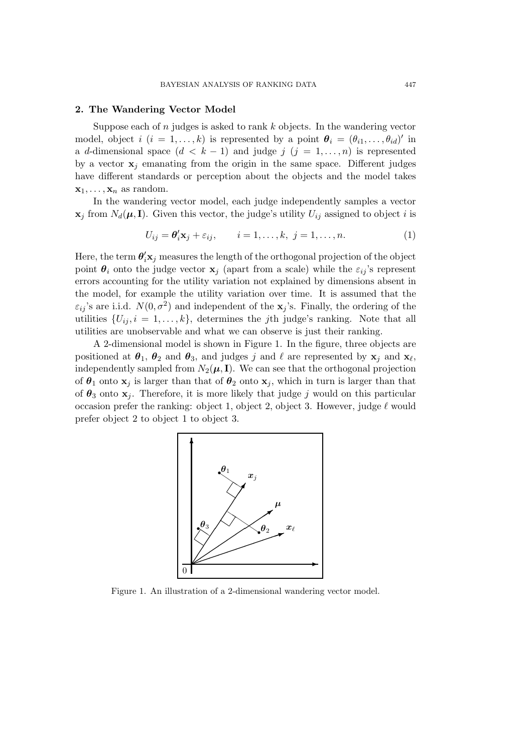## 2. The Wandering Vector Model

Suppose each of $n$ judges is asked to rank $k$ objects. In the wandering vector model, object $i$ ($i = 1, \ldots, k$) is represented by a point $\boldsymbol{\theta}_i = (\theta_{i1}, \ldots, \theta_{id})'$ in a $d$-dimensional space ($d < k-1$) and judge $j$ ($j = 1, \ldots, n$) is represented by a vector $\mathbf{x}_j$ emanating from the origin in the same space. Different judges have different standards or perception about the objects and the model takes $\mathbf{x}_1, \ldots, \mathbf{x}_n$ as random.

In the wandering vector model, each judge independently samples a vector $\mathbf{x}_j$ from $N_d(\boldsymbol{\mu}, \mathbf{I})$. Given this vector, the judge's utility $U_{ij}$ assigned to object $i$ is

$$U_{ij} = \boldsymbol{\theta}_i' \mathbf{x}_j + \varepsilon_{ij}, \qquad i = 1, \ldots, k, \ j = 1, \ldots, n. \tag{1}$$

Here, the term $\boldsymbol{\theta}_i' \mathbf{x}_j$ measures the length of the orthogonal projection of the object point $\boldsymbol{\theta}_i$ onto the judge vector $\mathbf{x}_j$ (apart from a scale) while the $\varepsilon_{ij}$'s represent errors accounting for the utility variation not explained by dimensions absent in the model, for example the utility variation over time. It is assumed that the $\varepsilon_{ij}$'s are i.i.d. $N(0, \sigma^2)$ and independent of the $\mathbf{x}_j$'s. Finally, the ordering of the utilities $\{U_{ij}, i = 1, \ldots, k\}$, determines the $j$th judge's ranking. Note that all utilities are unobservable and what we can observe is just their ranking.

A 2-dimensional model is shown in Figure 1. In the figure, three objects are positioned at $\boldsymbol{\theta}_1$, $\boldsymbol{\theta}_2$ and $\boldsymbol{\theta}_3$, and judges $j$ and $\ell$ are represented by $\mathbf{x}_j$ and $\mathbf{x}_\ell$, independently sampled from $N_2(\boldsymbol{\mu}, \mathbf{I})$. We can see that the orthogonal projection of $\boldsymbol{\theta}_1$ onto $\mathbf{x}_j$ is larger than that of $\boldsymbol{\theta}_2$ onto $\mathbf{x}_j$, which in turn is larger than that of $\boldsymbol{\theta}_3$ onto $\mathbf{x}_j$. Therefore, it is more likely that judge $j$ would on this particular occasion prefer the ranking: object 1, object 2, object 3. However, judge $\ell$ would prefer object 2 to object 1 to object 3.

Figure 1. An illustration of a 2-dimensional wandering vector model.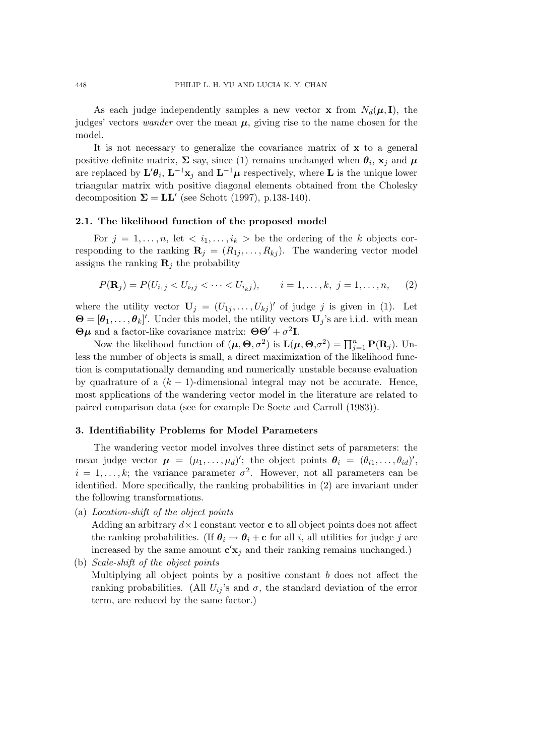As each judge independently samples a new vector $\mathbf{x}$ from $N_d(\boldsymbol{\mu}, \mathbf{I})$, the judges' vectors *wander* over the mean $\boldsymbol{\mu}$, giving rise to the name chosen for the model.

It is not necessary to generalize the covariance matrix of $\mathbf{x}$ to a general positive definite matrix, $\boldsymbol{\Sigma}$ say, since (1) remains unchanged when $\boldsymbol{\theta}_i$, $\mathbf{x}_j$ and $\boldsymbol{\mu}$ are replaced by $\mathbf{L}'\boldsymbol{\theta}_i$, $\mathbf{L}^{-1}\mathbf{x}_j$ and $\mathbf{L}^{-1}\boldsymbol{\mu}$ respectively, where $\mathbf{L}$ is the unique lower triangular matrix with positive diagonal elements obtained from the Cholesky decomposition $\boldsymbol{\Sigma} = \mathbf{L}\mathbf{L}'$ (see Schott (1997), p.138-140).

### 2.1. The likelihood function of the proposed model

For $j = 1, \ldots, n$, let $< i_1, \ldots, i_k >$ be the ordering of the $k$ objects corresponding to the ranking $\mathbf{R}_j = (R_{1j}, \ldots, R_{kj})$. The wandering vector model assigns the ranking $\mathbf{R}_j$ the probability

$$P(\mathbf{R}_j) = P(U_{i_1 j} < U_{i_2 j} < \cdots < U_{i_k j}), \qquad i = 1, \ldots, k,\ j = 1, \ldots, n, \qquad (2)$$

where the utility vector $\mathbf{U}_j = (U_{1j}, \ldots, U_{kj})'$ of judge $j$ is given in (1). Let $\boldsymbol{\Theta} = [\boldsymbol{\theta}_1, \ldots, \boldsymbol{\theta}_k]'$. Under this model, the utility vectors $\mathbf{U}_j$'s are i.i.d. with mean $\boldsymbol{\Theta}\boldsymbol{\mu}$ and a factor-like covariance matrix: $\boldsymbol{\Theta}\boldsymbol{\Theta}' + \sigma^2\mathbf{I}$.

Now the likelihood function of $(\boldsymbol{\mu}, \boldsymbol{\Theta}, \sigma^2)$ is $\mathbf{L}(\boldsymbol{\mu}, \boldsymbol{\Theta}, \sigma^2) = \prod_{j=1}^{n} \mathbf{P}(\mathbf{R}_j)$. Unless the number of objects is small, a direct maximization of the likelihood function is computationally demanding and numerically unstable because evaluation by quadrature of a $(k-1)$-dimensional integral may not be accurate. Hence, most applications of the wandering vector model in the literature are related to paired comparison data (see for example De Soete and Carroll (1983)).

## 3. Identifiability Problems for Model Parameters

The wandering vector model involves three distinct sets of parameters: the mean judge vector $\boldsymbol{\mu} = (\mu_1, \ldots, \mu_d)'$; the object points $\boldsymbol{\theta}_i = (\theta_{i1}, \ldots, \theta_{id})'$, $i = 1, \ldots, k$; the variance parameter $\sigma^2$. However, not all parameters can be identified. More specifically, the ranking probabilities in (2) are invariant under the following transformations.

(a) *Location-shift of the object points*
Adding an arbitrary $d \times 1$ constant vector $\mathbf{c}$ to all object points does not affect the ranking probabilities. (If $\boldsymbol{\theta}_i \to \boldsymbol{\theta}_i + \mathbf{c}$ for all $i$, all utilities for judge $j$ are increased by the same amount $\mathbf{c}'\mathbf{x}_j$ and their ranking remains unchanged.)

(b) *Scale-shift of the object points*
Multiplying all object points by a positive constant $b$ does not affect the ranking probabilities. (All $U_{ij}$'s and $\sigma$, the standard deviation of the error term, are reduced by the same factor.)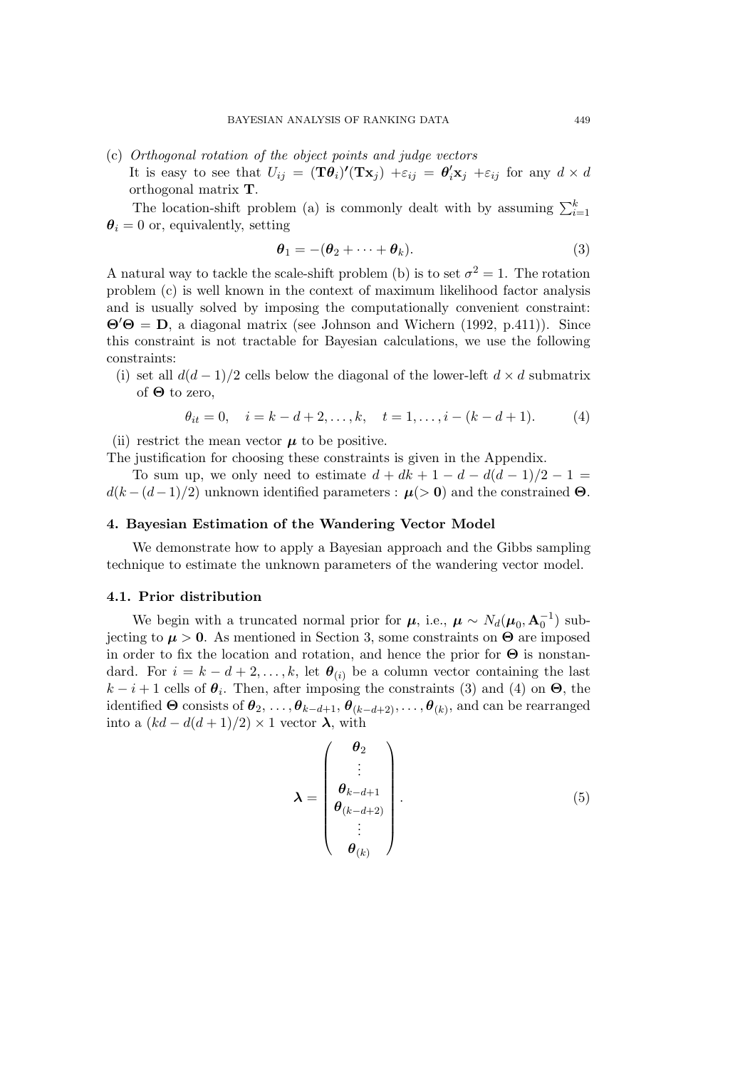(c) *Orthogonal rotation of the object points and judge vectors*

It is easy to see that $U_{ij} = (\mathbf{T}\boldsymbol{\theta}_i)'(\mathbf{T}\mathbf{x}_j) + \varepsilon_{ij} = \boldsymbol{\theta}_i'\mathbf{x}_j + \varepsilon_{ij}$ for any $d \times d$ orthogonal matrix $\mathbf{T}$.

The location-shift problem (a) is commonly dealt with by assuming $\sum_{i=1}^{k} \boldsymbol{\theta}_i = 0$ or, equivalently, setting

$$\boldsymbol{\theta}_1 = -(\boldsymbol{\theta}_2 + \cdots + \boldsymbol{\theta}_k). \tag{3}$$

A natural way to tackle the scale-shift problem (b) is to set $\sigma^2 = 1$. The rotation problem (c) is well known in the context of maximum likelihood factor analysis and is usually solved by imposing the computationally convenient constraint: $\boldsymbol{\Theta}'\boldsymbol{\Theta} = \mathbf{D}$, a diagonal matrix (see Johnson and Wichern (1992, p.411)). Since this constraint is not tractable for Bayesian calculations, we use the following constraints:

(i) set all $d(d-1)/2$ cells below the diagonal of the lower-left $d \times d$ submatrix of $\boldsymbol{\Theta}$ to zero,

$$\theta_{it} = 0, \quad i = k-d+2, \ldots, k, \quad t = 1, \ldots, i-(k-d+1). \tag{4}$$

(ii) restrict the mean vector $\boldsymbol{\mu}$ to be positive.

The justification for choosing these constraints is given in the Appendix.

To sum up, we only need to estimate $d + dk + 1 - d - d(d-1)/2 - 1 = d(k-(d-1)/2)$ unknown identified parameters : $\boldsymbol{\mu}(> \mathbf{0})$ and the constrained $\boldsymbol{\Theta}$.

## 4. Bayesian Estimation of the Wandering Vector Model

We demonstrate how to apply a Bayesian approach and the Gibbs sampling technique to estimate the unknown parameters of the wandering vector model.

### 4.1. Prior distribution

We begin with a truncated normal prior for $\boldsymbol{\mu}$, i.e., $\boldsymbol{\mu} \sim N_d(\boldsymbol{\mu}_0, \mathbf{A}_0^{-1})$ subjecting to $\boldsymbol{\mu} > \mathbf{0}$. As mentioned in Section 3, some constraints on $\boldsymbol{\Theta}$ are imposed in order to fix the location and rotation, and hence the prior for $\boldsymbol{\Theta}$ is nonstandard. For $i = k-d+2, \ldots, k$, let $\boldsymbol{\theta}_{(i)}$ be a column vector containing the last $k-i+1$ cells of $\boldsymbol{\theta}_i$. Then, after imposing the constraints (3) and (4) on $\boldsymbol{\Theta}$, the identified $\boldsymbol{\Theta}$ consists of $\boldsymbol{\theta}_2, \ldots, \boldsymbol{\theta}_{k-d+1}, \boldsymbol{\theta}_{(k-d+2)}, \ldots, \boldsymbol{\theta}_{(k)}$, and can be rearranged into a $(kd - d(d+1)/2) \times 1$ vector $\boldsymbol{\lambda}$, with

$$\boldsymbol{\lambda} = \begin{pmatrix} \boldsymbol{\theta}_2 \\ \vdots \\ \boldsymbol{\theta}_{k-d+1} \\ \boldsymbol{\theta}_{(k-d+2)} \\ \vdots \\ \boldsymbol{\theta}_{(k)} \end{pmatrix}. \tag{5}$$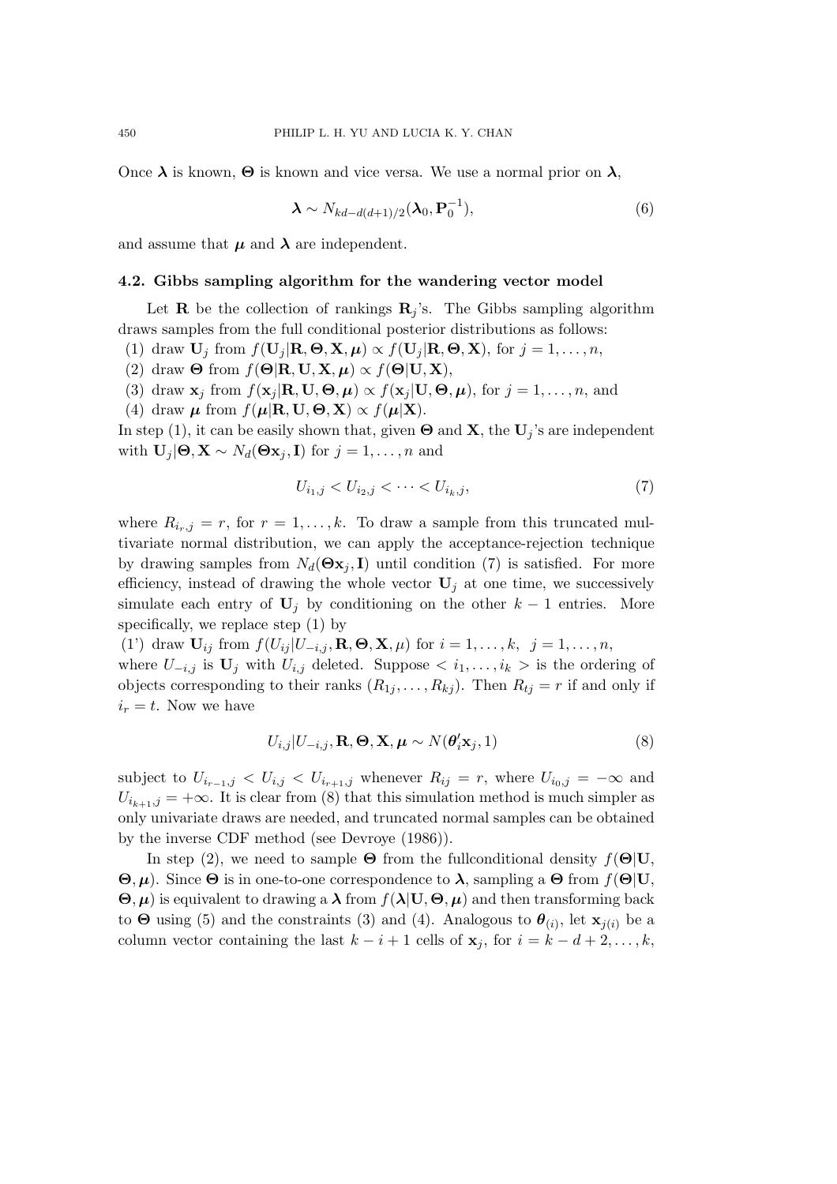Once $\boldsymbol{\lambda}$ is known, $\boldsymbol{\Theta}$ is known and vice versa. We use a normal prior on $\boldsymbol{\lambda}$,

$$\boldsymbol{\lambda} \sim N_{kd-d(d+1)/2}(\boldsymbol{\lambda}_0, \mathbf{P}_0^{-1}), \tag{6}$$

and assume that $\boldsymbol{\mu}$ and $\boldsymbol{\lambda}$ are independent.

### 4.2. Gibbs sampling algorithm for the wandering vector model

Let $\mathbf{R}$ be the collection of rankings $\mathbf{R}_j$'s. The Gibbs sampling algorithm draws samples from the full conditional posterior distributions as follows:

(1) draw $\mathbf{U}_j$ from $f(\mathbf{U}_j|\mathbf{R}, \boldsymbol{\Theta}, \mathbf{X}, \boldsymbol{\mu}) \propto f(\mathbf{U}_j|\mathbf{R}, \boldsymbol{\Theta}, \mathbf{X})$, for $j = 1, \ldots, n$,

(2) draw $\boldsymbol{\Theta}$ from $f(\boldsymbol{\Theta}|\mathbf{R}, \mathbf{U}, \mathbf{X}, \boldsymbol{\mu}) \propto f(\boldsymbol{\Theta}|\mathbf{U}, \mathbf{X})$,

(3) draw $\mathbf{x}_j$ from $f(\mathbf{x}_j|\mathbf{R}, \mathbf{U}, \boldsymbol{\Theta}, \boldsymbol{\mu}) \propto f(\mathbf{x}_j|\mathbf{U}, \boldsymbol{\Theta}, \boldsymbol{\mu})$, for $j = 1, \ldots, n$, and

(4) draw $\boldsymbol{\mu}$ from $f(\boldsymbol{\mu}|\mathbf{R}, \mathbf{U}, \boldsymbol{\Theta}, \mathbf{X}) \propto f(\boldsymbol{\mu}|\mathbf{X})$.

In step (1), it can be easily shown that, given $\boldsymbol{\Theta}$ and $\mathbf{X}$, the $\mathbf{U}_j$'s are independent with $\mathbf{U}_j|\boldsymbol{\Theta}, \mathbf{X} \sim N_d(\boldsymbol{\Theta}\mathbf{x}_j, \mathbf{I})$ for $j = 1, \ldots, n$ and

$$U_{i_1,j} < U_{i_2,j} < \cdots < U_{i_k,j}, \tag{7}$$

where $R_{i_r,j} = r$, for $r = 1, \ldots, k$. To draw a sample from this truncated multivariate normal distribution, we can apply the acceptance-rejection technique by drawing samples from $N_d(\boldsymbol{\Theta}\mathbf{x}_j, \mathbf{I})$ until condition (7) is satisfied. For more efficiency, instead of drawing the whole vector $\mathbf{U}_j$ at one time, we successively simulate each entry of $\mathbf{U}_j$ by conditioning on the other $k-1$ entries. More specifically, we replace step (1) by

(1') draw $\mathbf{U}_{ij}$ from $f(U_{ij}|U_{-i,j}, \mathbf{R}, \boldsymbol{\Theta}, \mathbf{X}, \mu)$ for $i = 1, \ldots, k$, $j = 1, \ldots, n$,

where $U_{-i,j}$ is $\mathbf{U}_j$ with $U_{i,j}$ deleted. Suppose $< i_1, \ldots, i_k >$ is the ordering of objects corresponding to their ranks $(R_{1j}, \ldots, R_{kj})$. Then $R_{tj} = r$ if and only if $i_r = t$. Now we have

$$U_{i,j}|U_{-i,j}, \mathbf{R}, \boldsymbol{\Theta}, \mathbf{X}, \boldsymbol{\mu} \sim N(\boldsymbol{\theta}_i'\mathbf{x}_j, 1) \tag{8}$$

subject to $U_{i_{r-1},j} < U_{i,j} < U_{i_{r+1},j}$ whenever $R_{ij} = r$, where $U_{i_0,j} = -\infty$ and $U_{i_{k+1},j} = +\infty$. It is clear from (8) that this simulation method is much simpler as only univariate draws are needed, and truncated normal samples can be obtained by the inverse CDF method (see Devroye (1986)).

In step (2), we need to sample $\boldsymbol{\Theta}$ from the fullconditional density $f(\boldsymbol{\Theta}|\mathbf{U}, \boldsymbol{\Theta}, \boldsymbol{\mu})$. Since $\boldsymbol{\Theta}$ is in one-to-one correspondence to $\boldsymbol{\lambda}$, sampling a $\boldsymbol{\Theta}$ from $f(\boldsymbol{\Theta}|\mathbf{U}, \boldsymbol{\Theta}, \boldsymbol{\mu})$ is equivalent to drawing a $\boldsymbol{\lambda}$ from $f(\boldsymbol{\lambda}|\mathbf{U}, \boldsymbol{\Theta}, \boldsymbol{\mu})$ and then transforming back to $\boldsymbol{\Theta}$ using (5) and the constraints (3) and (4). Analogous to $\boldsymbol{\theta}_{(i)}$, let $\mathbf{x}_{j(i)}$ be a column vector containing the last $k-i+1$ cells of $\mathbf{x}_j$, for $i = k-d+2, \ldots, k$,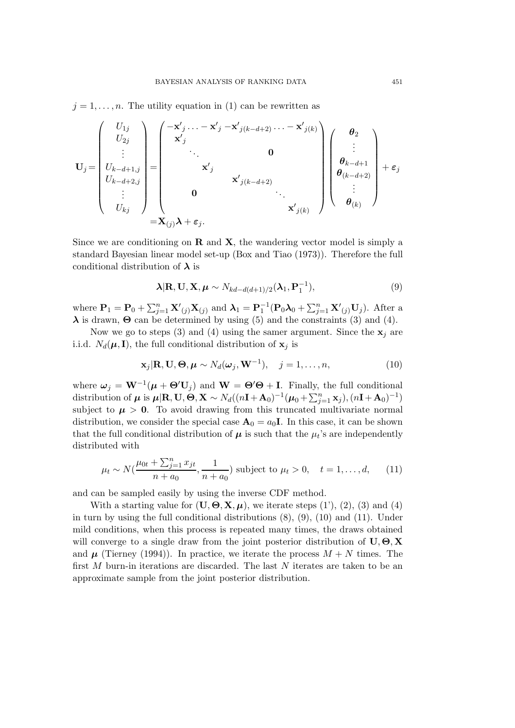$j = 1, \ldots, n$. The utility equation in (1) can be rewritten as

$$
\mathbf{U}_j = \begin{pmatrix} U_{1j} \\ U_{2j} \\ \vdots \\ U_{k-d+1,j} \\ U_{k-d+2,j} \\ \vdots \\ U_{kj} \end{pmatrix} = \begin{pmatrix} -\mathbf{x'}_j \ldots - \mathbf{x'}_j & -\mathbf{x'}_{j(k-d+2)} \ldots - \mathbf{x'}_{j(k)} \\ \mathbf{x'}_j & & & & \\ & \ddots & & \mathbf{0} & \\ & & \mathbf{x'}_j & & \\ & & & \mathbf{x'}_{j(k-d+2)} & \\ & \mathbf{0} & & & \ddots \\ & & & & & \mathbf{x'}_{j(k)} \end{pmatrix} \begin{pmatrix} \boldsymbol{\theta}_2 \\ \vdots \\ \boldsymbol{\theta}_{k-d+1} \\ \boldsymbol{\theta}_{(k-d+2)} \\ \vdots \\ \boldsymbol{\theta}_{(k)} \end{pmatrix} + \boldsymbol{\varepsilon}_j
$$

$$
= \mathbf{X}_{(j)} \boldsymbol{\lambda} + \boldsymbol{\varepsilon}_j.
$$

Since we are conditioning on $\mathbf{R}$ and $\mathbf{X}$, the wandering vector model is simply a standard Bayesian linear model set-up (Box and Tiao (1973)). Therefore the full conditional distribution of $\boldsymbol{\lambda}$ is

$$
\boldsymbol{\lambda} | \mathbf{R}, \mathbf{U}, \mathbf{X}, \boldsymbol{\mu} \sim N_{kd-d(d+1)/2}(\boldsymbol{\lambda}_1, \mathbf{P}_1^{-1}), \tag{9}
$$

where $\mathbf{P}_1 = \mathbf{P}_0 + \sum_{j=1}^{n} \mathbf{X'}_{(j)} \mathbf{X}_{(j)}$ and $\boldsymbol{\lambda}_1 = \mathbf{P}_1^{-1}(\mathbf{P}_0 \boldsymbol{\lambda}_0 + \sum_{j=1}^{n} \mathbf{X'}_{(j)} \mathbf{U}_j)$. After a $\boldsymbol{\lambda}$ is drawn, $\boldsymbol{\Theta}$ can be determined by using (5) and the constraints (3) and (4).

Now we go to steps (3) and (4) using the samer argument. Since the $\mathbf{x}_j$ are i.i.d. $N_d(\boldsymbol{\mu}, \mathbf{I})$, the full conditional distribution of $\mathbf{x}_j$ is

$$
\mathbf{x}_j | \mathbf{R}, \mathbf{U}, \boldsymbol{\Theta}, \boldsymbol{\mu} \sim N_d(\boldsymbol{\omega}_j, \mathbf{W}^{-1}), \quad j = 1, \ldots, n, \tag{10}
$$

where $\boldsymbol{\omega}_j = \mathbf{W}^{-1}(\boldsymbol{\mu} + \boldsymbol{\Theta'} \mathbf{U}_j)$ and $\mathbf{W} = \boldsymbol{\Theta'} \boldsymbol{\Theta} + \mathbf{I}$. Finally, the full conditional distribution of $\boldsymbol{\mu}$ is $\boldsymbol{\mu} | \mathbf{R}, \mathbf{U}, \boldsymbol{\Theta}, \mathbf{X} \sim N_d((n\mathbf{I} + \mathbf{A}_0)^{-1}(\boldsymbol{\mu}_0 + \sum_{j=1}^{n} \mathbf{x}_j), (n\mathbf{I} + \mathbf{A}_0)^{-1})$ subject to $\boldsymbol{\mu} > \mathbf{0}$. To avoid drawing from this truncated multivariate normal distribution, we consider the special case $\mathbf{A}_0 = a_0 \mathbf{I}$. In this case, it can be shown that the full conditional distribution of $\boldsymbol{\mu}$ is such that the $\mu_t$'s are independently distributed with

$$
\mu_t \sim N\left(\frac{\mu_{0t} + \sum_{j=1}^{n} x_{jt}}{n + a_0}, \frac{1}{n + a_0}\right) \text{ subject to } \mu_t > 0, \quad t = 1, \ldots, d, \tag{11}
$$

and can be sampled easily by using the inverse CDF method.

With a starting value for $(\mathbf{U}, \boldsymbol{\Theta}, \mathbf{X}, \boldsymbol{\mu})$, we iterate steps (1'), (2), (3) and (4) in turn by using the full conditional distributions (8), (9), (10) and (11). Under mild conditions, when this process is repeated many times, the draws obtained will converge to a single draw from the joint posterior distribution of $\mathbf{U}, \boldsymbol{\Theta}, \mathbf{X}$ and $\boldsymbol{\mu}$ (Tierney (1994)). In practice, we iterate the process $M + N$ times. The first $M$ burn-in iterations are discarded. The last $N$ iterates are taken to be an approximate sample from the joint posterior distribution.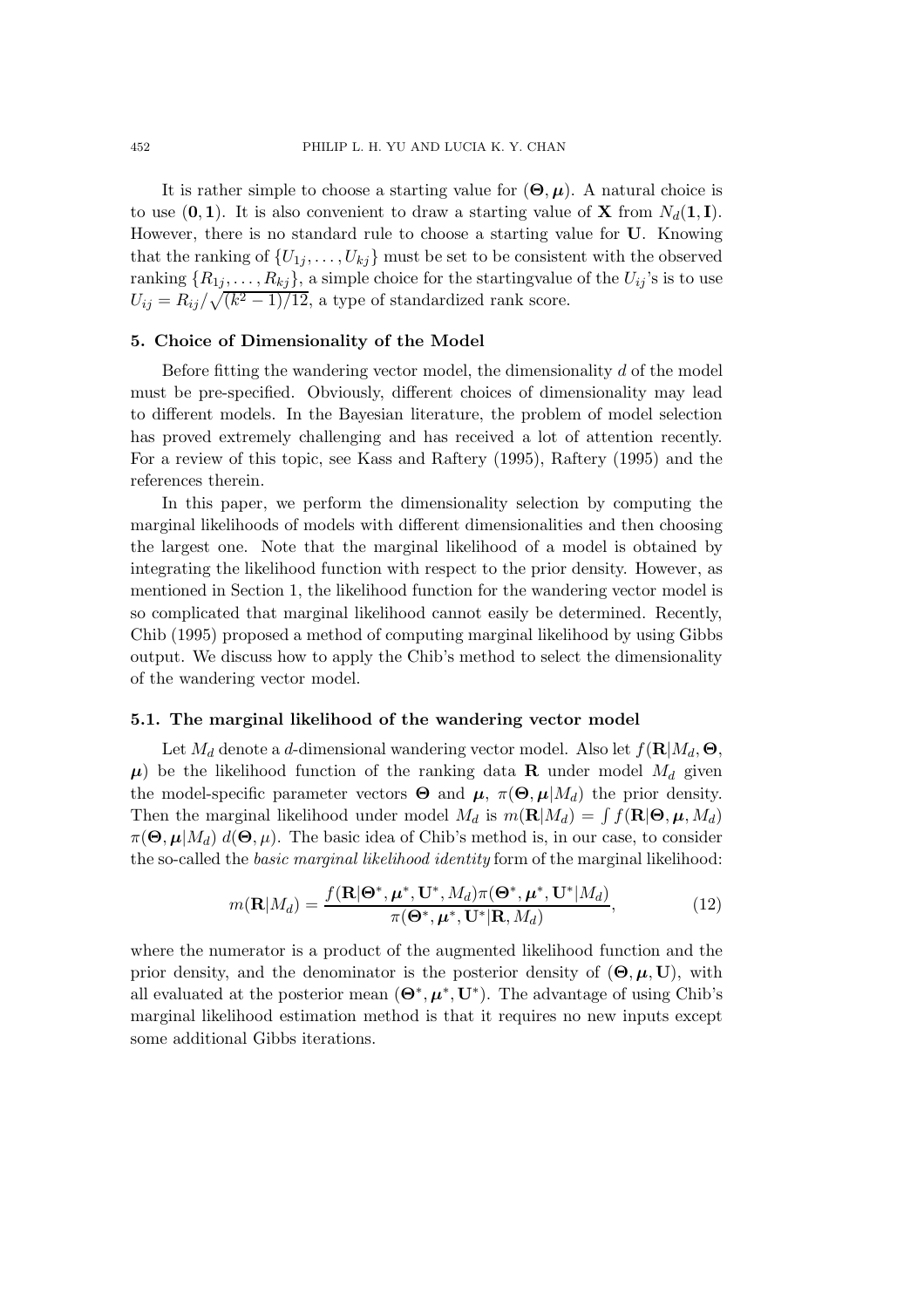It is rather simple to choose a starting value for $(\boldsymbol{\Theta}, \boldsymbol{\mu})$. A natural choice is to use $(\mathbf{0}, \mathbf{1})$. It is also convenient to draw a starting value of $\mathbf{X}$ from $N_d(\mathbf{1}, \mathbf{I})$. However, there is no standard rule to choose a starting value for $\mathbf{U}$. Knowing that the ranking of $\{U_{1j}, \ldots, U_{kj}\}$ must be set to be consistent with the observed ranking $\{R_{1j}, \ldots, R_{kj}\}$, a simple choice for the startingvalue of the $U_{ij}$'s is to use $U_{ij} = R_{ij}/\sqrt{(k^2-1)/12}$, a type of standardized rank score.

## 5. Choice of Dimensionality of the Model

Before fitting the wandering vector model, the dimensionality $d$ of the model must be pre-specified. Obviously, different choices of dimensionality may lead to different models. In the Bayesian literature, the problem of model selection has proved extremely challenging and has received a lot of attention recently. For a review of this topic, see Kass and Raftery (1995), Raftery (1995) and the references therein.

In this paper, we perform the dimensionality selection by computing the marginal likelihoods of models with different dimensionalities and then choosing the largest one. Note that the marginal likelihood of a model is obtained by integrating the likelihood function with respect to the prior density. However, as mentioned in Section 1, the likelihood function for the wandering vector model is so complicated that marginal likelihood cannot easily be determined. Recently, Chib (1995) proposed a method of computing marginal likelihood by using Gibbs output. We discuss how to apply the Chib's method to select the dimensionality of the wandering vector model.

### 5.1. The marginal likelihood of the wandering vector model

Let $M_d$ denote a $d$-dimensional wandering vector model. Also let $f(\mathbf{R}|M_d, \boldsymbol{\Theta}, \boldsymbol{\mu})$ be the likelihood function of the ranking data $\mathbf{R}$ under model $M_d$ given the model-specific parameter vectors $\boldsymbol{\Theta}$ and $\boldsymbol{\mu}$, $\pi(\boldsymbol{\Theta}, \boldsymbol{\mu}|M_d)$ the prior density. Then the marginal likelihood under model $M_d$ is $m(\mathbf{R}|M_d) = \int f(\mathbf{R}|\boldsymbol{\Theta}, \boldsymbol{\mu}, M_d)$ $\pi(\boldsymbol{\Theta}, \boldsymbol{\mu}|M_d)\, d(\boldsymbol{\Theta}, \mu)$. The basic idea of Chib's method is, in our case, to consider the so-called the *basic marginal likelihood identity* form of the marginal likelihood:

$$m(\mathbf{R}|M_d) = \frac{f(\mathbf{R}|\boldsymbol{\Theta}^*, \boldsymbol{\mu}^*, \mathbf{U}^*, M_d)\pi(\boldsymbol{\Theta}^*, \boldsymbol{\mu}^*, \mathbf{U}^*|M_d)}{\pi(\boldsymbol{\Theta}^*, \boldsymbol{\mu}^*, \mathbf{U}^*|\mathbf{R}, M_d)}, \tag{12}$$

where the numerator is a product of the augmented likelihood function and the prior density, and the denominator is the posterior density of $(\boldsymbol{\Theta}, \boldsymbol{\mu}, \mathbf{U})$, with all evaluated at the posterior mean $(\boldsymbol{\Theta}^*, \boldsymbol{\mu}^*, \mathbf{U}^*)$. The advantage of using Chib's marginal likelihood estimation method is that it requires no new inputs except some additional Gibbs iterations.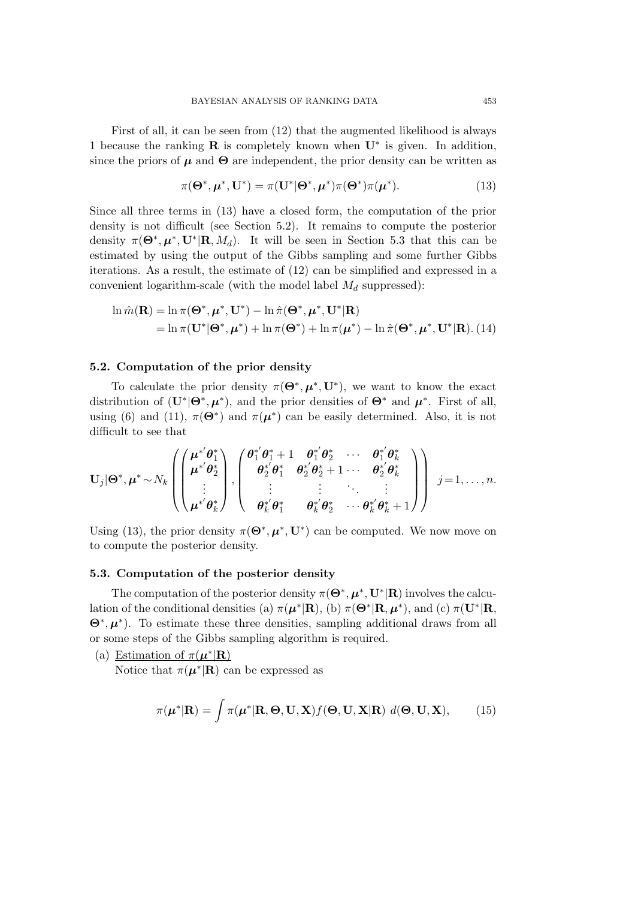First of all, it can be seen from (12) that the augmented likelihood is always 1 because the ranking $\mathbf{R}$ is completely known when $\mathbf{U}^*$ is given. In addition, since the priors of $\boldsymbol{\mu}$ and $\boldsymbol{\Theta}$ are independent, the prior density can be written as

$$\pi(\boldsymbol{\Theta}^*, \boldsymbol{\mu}^*, \mathbf{U}^*) = \pi(\mathbf{U}^*|\boldsymbol{\Theta}^*, \boldsymbol{\mu}^*)\pi(\boldsymbol{\Theta}^*)\pi(\boldsymbol{\mu}^*). \tag{13}$$

Since all three terms in (13) have a closed form, the computation of the prior density is not difficult (see Section 5.2). It remains to compute the posterior density $\pi(\boldsymbol{\Theta}^*, \boldsymbol{\mu}^*, \mathbf{U}^*|\mathbf{R}, M_d)$. It will be seen in Section 5.3 that this can be estimated by using the output of the Gibbs sampling and some further Gibbs iterations. As a result, the estimate of (12) can be simplified and expressed in a convenient logarithm-scale (with the model label $M_d$ suppressed):

$$\begin{aligned}
\ln \hat{m}(\mathbf{R}) &= \ln \pi(\boldsymbol{\Theta}^*, \boldsymbol{\mu}^*, \mathbf{U}^*) - \ln \hat{\pi}(\boldsymbol{\Theta}^*, \boldsymbol{\mu}^*, \mathbf{U}^*|\mathbf{R}) \\
&= \ln \pi(\mathbf{U}^*|\boldsymbol{\Theta}^*, \boldsymbol{\mu}^*) + \ln \pi(\boldsymbol{\Theta}^*) + \ln \pi(\boldsymbol{\mu}^*) - \ln \hat{\pi}(\boldsymbol{\Theta}^*, \boldsymbol{\mu}^*, \mathbf{U}^*|\mathbf{R}). \quad (14)
\end{aligned}$$

### 5.2. Computation of the prior density

To calculate the prior density $\pi(\boldsymbol{\Theta}^*, \boldsymbol{\mu}^*, \mathbf{U}^*)$, we want to know the exact distribution of $(\mathbf{U}^*|\boldsymbol{\Theta}^*, \boldsymbol{\mu}^*)$, and the prior densities of $\boldsymbol{\Theta}^*$ and $\boldsymbol{\mu}^*$. First of all, using (6) and (11), $\pi(\boldsymbol{\Theta}^*)$ and $\pi(\boldsymbol{\mu}^*)$ can be easily determined. Also, it is not difficult to see that

$$\mathbf{U}_j|\boldsymbol{\Theta}^*, \boldsymbol{\mu}^* \sim N_k\left(\begin{pmatrix} \boldsymbol{\mu}^{*'}\boldsymbol{\theta}_1^* \\ \boldsymbol{\mu}^{*'}\boldsymbol{\theta}_2^* \\ \vdots \\ \boldsymbol{\mu}^{*'}\boldsymbol{\theta}_k^* \end{pmatrix}, \begin{pmatrix} \boldsymbol{\theta}_1^{*'}\boldsymbol{\theta}_1^*+1 & \boldsymbol{\theta}_1^{*'}\boldsymbol{\theta}_2^* & \cdots & \boldsymbol{\theta}_1^{*'}\boldsymbol{\theta}_k^* \\ \boldsymbol{\theta}_2^{*'}\boldsymbol{\theta}_1^* & \boldsymbol{\theta}_2^{*'}\boldsymbol{\theta}_2^*+1 & \cdots & \boldsymbol{\theta}_2^{*'}\boldsymbol{\theta}_k^* \\ \vdots & \vdots & \ddots & \vdots \\ \boldsymbol{\theta}_k^{*'}\boldsymbol{\theta}_1^* & \boldsymbol{\theta}_k^{*'}\boldsymbol{\theta}_2^* & \cdots & \boldsymbol{\theta}_k^{*'}\boldsymbol{\theta}_k^*+1 \end{pmatrix}\right) \quad j=1,\ldots,n.$$

Using (13), the prior density $\pi(\boldsymbol{\Theta}^*, \boldsymbol{\mu}^*, \mathbf{U}^*)$ can be computed. We now move on to compute the posterior density.

### 5.3. Computation of the posterior density

The computation of the posterior density $\pi(\boldsymbol{\Theta}^*, \boldsymbol{\mu}^*, \mathbf{U}^*|\mathbf{R})$ involves the calculation of the conditional densities (a) $\pi(\boldsymbol{\mu}^*|\mathbf{R})$, (b) $\pi(\boldsymbol{\Theta}^*|\mathbf{R}, \boldsymbol{\mu}^*)$, and (c) $\pi(\mathbf{U}^*|\mathbf{R}, \boldsymbol{\Theta}^*, \boldsymbol{\mu}^*)$. To estimate these three densities, sampling additional draws from all or some steps of the Gibbs sampling algorithm is required.

(a) Estimation of $\pi(\boldsymbol{\mu}^*|\mathbf{R})$

Notice that $\pi(\boldsymbol{\mu}^*|\mathbf{R})$ can be expressed as

$$\pi(\boldsymbol{\mu}^*|\mathbf{R}) = \int \pi(\boldsymbol{\mu}^*|\mathbf{R}, \boldsymbol{\Theta}, \mathbf{U}, \mathbf{X}) f(\boldsymbol{\Theta}, \mathbf{U}, \mathbf{X}|\mathbf{R})\ d(\boldsymbol{\Theta}, \mathbf{U}, \mathbf{X}), \tag{15}$$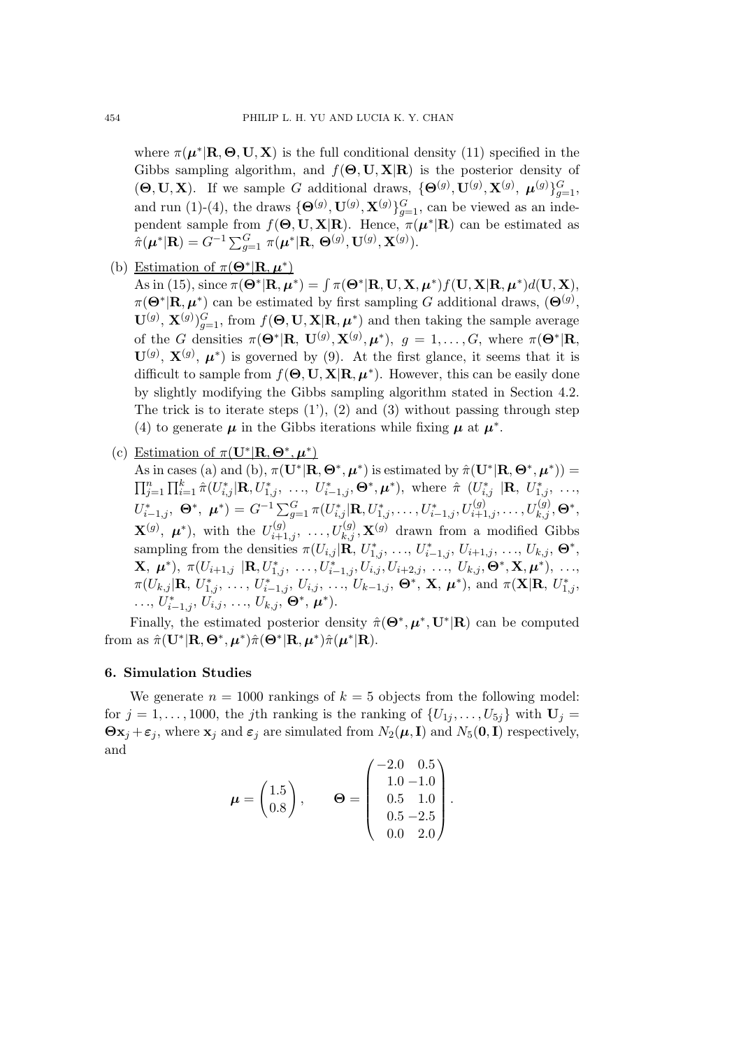where $\pi(\boldsymbol{\mu}^*|\mathbf{R},\boldsymbol{\Theta},\mathbf{U},\mathbf{X})$ is the full conditional density (11) specified in the Gibbs sampling algorithm, and $f(\boldsymbol{\Theta},\mathbf{U},\mathbf{X}|\mathbf{R})$ is the posterior density of $(\boldsymbol{\Theta},\mathbf{U},\mathbf{X})$. If we sample $G$ additional draws, $\{\boldsymbol{\Theta}^{(g)},\mathbf{U}^{(g)},\mathbf{X}^{(g)},\ \boldsymbol{\mu}^{(g)}\}_{g=1}^{G}$, and run (1)-(4), the draws $\{\boldsymbol{\Theta}^{(g)},\mathbf{U}^{(g)},\mathbf{X}^{(g)}\}_{g=1}^{G}$, can be viewed as an independent sample from $f(\boldsymbol{\Theta},\mathbf{U},\mathbf{X}|\mathbf{R})$. Hence, $\pi(\boldsymbol{\mu}^*|\mathbf{R})$ can be estimated as $\hat{\pi}(\boldsymbol{\mu}^*|\mathbf{R}) = G^{-1}\sum_{g=1}^{G}\pi(\boldsymbol{\mu}^*|\mathbf{R},\ \boldsymbol{\Theta}^{(g)},\mathbf{U}^{(g)},\mathbf{X}^{(g)})$.

(b) Estimation of $\pi(\boldsymbol{\Theta}^*|\mathbf{R},\boldsymbol{\mu}^*)$

As in (15), since $\pi(\boldsymbol{\Theta}^*|\mathbf{R},\boldsymbol{\mu}^*) = \int \pi(\boldsymbol{\Theta}^*|\mathbf{R},\mathbf{U},\mathbf{X},\boldsymbol{\mu}^*)f(\mathbf{U},\mathbf{X}|\mathbf{R},\boldsymbol{\mu}^*)d(\mathbf{U},\mathbf{X})$, $\pi(\boldsymbol{\Theta}^*|\mathbf{R},\boldsymbol{\mu}^*)$ can be estimated by first sampling $G$ additional draws, $(\boldsymbol{\Theta}^{(g)},\ \mathbf{U}^{(g)},\ \mathbf{X}^{(g)})_{g=1}^{G}$, from $f(\boldsymbol{\Theta},\mathbf{U},\mathbf{X}|\mathbf{R},\boldsymbol{\mu}^*)$ and then taking the sample average of the $G$ densities $\pi(\boldsymbol{\Theta}^*|\mathbf{R},\ \mathbf{U}^{(g)},\mathbf{X}^{(g)},\boldsymbol{\mu}^*)$, $g=1,\ldots,G$, where $\pi(\boldsymbol{\Theta}^*|\mathbf{R},\ \mathbf{U}^{(g)},\ \mathbf{X}^{(g)},\ \boldsymbol{\mu}^*)$ is governed by (9). At the first glance, it seems that it is difficult to sample from $f(\boldsymbol{\Theta},\mathbf{U},\mathbf{X}|\mathbf{R},\boldsymbol{\mu}^*)$. However, this can be easily done by slightly modifying the Gibbs sampling algorithm stated in Section 4.2. The trick is to iterate steps (1'), (2) and (3) without passing through step (4) to generate $\boldsymbol{\mu}$ in the Gibbs iterations while fixing $\boldsymbol{\mu}$ at $\boldsymbol{\mu}^*$.

(c) Estimation of $\pi(\mathbf{U}^*|\mathbf{R},\boldsymbol{\Theta}^*,\boldsymbol{\mu}^*)$

As in cases (a) and (b), $\pi(\mathbf{U}^*|\mathbf{R},\boldsymbol{\Theta}^*,\boldsymbol{\mu}^*)$ is estimated by $\hat{\pi}(\mathbf{U}^*|\mathbf{R},\boldsymbol{\Theta}^*,\boldsymbol{\mu}^*)) = \prod_{j=1}^{n}\prod_{i=1}^{k}\hat{\pi}(U_{i,j}^*|\mathbf{R},U_{1,j}^*,\ \ldots,\ U_{i-1,j}^*,\boldsymbol{\Theta}^*,\boldsymbol{\mu}^*)$, where $\hat{\pi}\ (U_{i,j}^*\ |\mathbf{R},\ U_{1,j}^*,\ \ldots,\ U_{i-1,j}^*,\ \boldsymbol{\Theta}^*,\ \boldsymbol{\mu}^*) = G^{-1}\sum_{g=1}^{G}\pi(U_{i,j}^*|\mathbf{R},U_{1,j}^*,\ldots,U_{i-1,j}^*,U_{i+1,j}^{(g)},\ldots,U_{k,j}^{(g)},\boldsymbol{\Theta}^*,\ \mathbf{X}^{(g)},\ \boldsymbol{\mu}^*)$, with the $U_{i+1,j}^{(g)},\ \ldots,U_{k,j}^{(g)},\mathbf{X}^{(g)}$ drawn from a modified Gibbs sampling from the densities $\pi(U_{i,j}|\mathbf{R},\ U_{1,j}^*,\ \ldots,\ U_{i-1,j}^*,\ U_{i+1,j},\ \ldots,\ U_{k,j},\ \boldsymbol{\Theta}^*,\ \mathbf{X},\ \boldsymbol{\mu}^*)$, $\pi(U_{i+1,j}\ |\mathbf{R},U_{1,j}^*,\ \ldots,U_{i-1,j}^*,U_{i,j},U_{i+2,j},\ \ldots,\ U_{k,j},\boldsymbol{\Theta}^*,\mathbf{X},\boldsymbol{\mu}^*)$, $\ldots$, $\pi(U_{k,j}|\mathbf{R},\ U_{1,j}^*,\ \ldots,\ U_{i-1,j}^*,\ U_{i,j},\ \ldots,\ U_{k-1,j},\ \boldsymbol{\Theta}^*,\ \mathbf{X},\ \boldsymbol{\mu}^*)$, and $\pi(\mathbf{X}|\mathbf{R},\ U_{1,j}^*,\ \ldots,\ U_{i-1,j}^*,\ U_{i,j},\ \ldots,\ U_{k,j},\ \boldsymbol{\Theta}^*,\ \boldsymbol{\mu}^*)$.

Finally, the estimated posterior density $\hat{\pi}(\boldsymbol{\Theta}^*,\boldsymbol{\mu}^*,\mathbf{U}^*|\mathbf{R})$ can be computed from as $\hat{\pi}(\mathbf{U}^*|\mathbf{R},\boldsymbol{\Theta}^*,\boldsymbol{\mu}^*)\hat{\pi}(\boldsymbol{\Theta}^*|\mathbf{R},\boldsymbol{\mu}^*)\hat{\pi}(\boldsymbol{\mu}^*|\mathbf{R})$.

## 6. Simulation Studies

We generate $n = 1000$ rankings of $k = 5$ objects from the following model: for $j = 1,\ldots,1000$, the $j$th ranking is the ranking of $\{U_{1j},\ldots,U_{5j}\}$ with $\mathbf{U}_j = \boldsymbol{\Theta}\mathbf{x}_j + \boldsymbol{\varepsilon}_j$, where $\mathbf{x}_j$ and $\boldsymbol{\varepsilon}_j$ are simulated from $N_2(\boldsymbol{\mu},\mathbf{I})$ and $N_5(\mathbf{0},\mathbf{I})$ respectively, and

$$
\boldsymbol{\mu} = \begin{pmatrix} 1.5 \\ 0.8 \end{pmatrix}, \qquad \boldsymbol{\Theta} = \begin{pmatrix} -2.0 & 0.5 \\ 1.0 & -1.0 \\ 0.5 & 1.0 \\ 0.5 & -2.5 \\ 0.0 & 2.0 \end{pmatrix}.
$$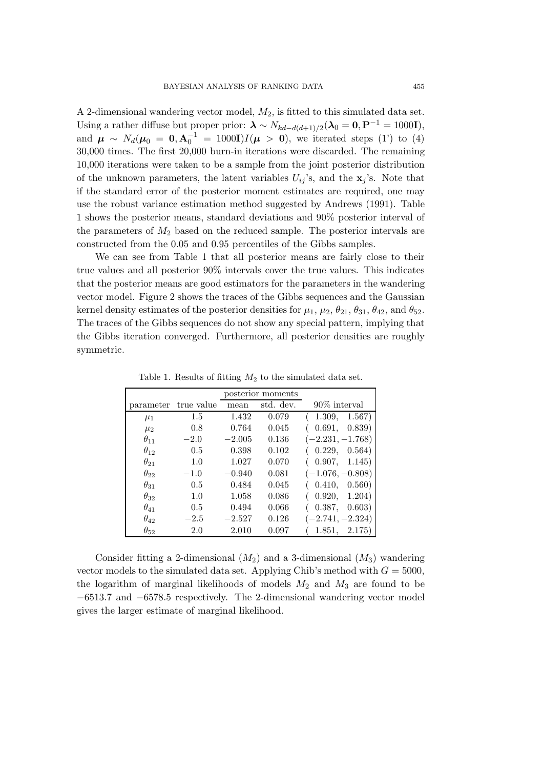A 2-dimensional wandering vector model, $M_2$, is fitted to this simulated data set. Using a rather diffuse but proper prior: $\boldsymbol{\lambda} \sim N_{kd-d(d+1)/2}(\boldsymbol{\lambda}_0 = \mathbf{0}, \mathbf{P}^{-1} = 1000\mathbf{I})$, and $\boldsymbol{\mu} \sim N_d(\boldsymbol{\mu}_0 = \mathbf{0}, \mathbf{A}_0^{-1} = 1000\mathbf{I})I(\boldsymbol{\mu} > \mathbf{0})$, we iterated steps (1') to (4) 30,000 times. The first 20,000 burn-in iterations were discarded. The remaining 10,000 iterations were taken to be a sample from the joint posterior distribution of the unknown parameters, the latent variables $U_{ij}$'s, and the $\mathbf{x}_j$'s. Note that if the standard error of the posterior moment estimates are required, one may use the robust variance estimation method suggested by Andrews (1991). Table 1 shows the posterior means, standard deviations and 90% posterior interval of the parameters of $M_2$ based on the reduced sample. The posterior intervals are constructed from the 0.05 and 0.95 percentiles of the Gibbs samples.

We can see from Table 1 that all posterior means are fairly close to their true values and all posterior 90% intervals cover the true values. This indicates that the posterior means are good estimators for the parameters in the wandering vector model. Figure 2 shows the traces of the Gibbs sequences and the Gaussian kernel density estimates of the posterior densities for $\mu_1$, $\mu_2$, $\theta_{21}$, $\theta_{31}$, $\theta_{42}$, and $\theta_{52}$. The traces of the Gibbs sequences do not show any special pattern, implying that the Gibbs iteration converged. Furthermore, all posterior densities are roughly symmetric.

Table 1. Results of fitting $M_2$ to the simulated data set.

| parameter | true value | posterior moments | | 90% interval |
|---|---|---|---|---|
| | | mean | std. dev. | |
| $\mu_1$ | 1.5 | 1.432 | 0.079 | ( 1.309, 1.567) |
| $\mu_2$ | 0.8 | 0.764 | 0.045 | ( 0.691, 0.839) |
| $\theta_{11}$ | $-2.0$ | $-2.005$ | 0.136 | $(-2.231, -1.768)$ |
| $\theta_{12}$ | 0.5 | 0.398 | 0.102 | ( 0.229, 0.564) |
| $\theta_{21}$ | 1.0 | 1.027 | 0.070 | ( 0.907, 1.145) |
| $\theta_{22}$ | $-1.0$ | $-0.940$ | 0.081 | $(-1.076, -0.808)$ |
| $\theta_{31}$ | 0.5 | 0.484 | 0.045 | ( 0.410, 0.560) |
| $\theta_{32}$ | 1.0 | 1.058 | 0.086 | ( 0.920, 1.204) |
| $\theta_{41}$ | 0.5 | 0.494 | 0.066 | ( 0.387, 0.603) |
| $\theta_{42}$ | $-2.5$ | $-2.527$ | 0.126 | $(-2.741, -2.324)$ |
| $\theta_{52}$ | 2.0 | 2.010 | 0.097 | ( 1.851, 2.175) |

Consider fitting a 2-dimensional ($M_2$) and a 3-dimensional ($M_3$) wandering vector models to the simulated data set. Applying Chib's method with $G = 5000$, the logarithm of marginal likelihoods of models $M_2$ and $M_3$ are found to be $-6513.7$ and $-6578.5$ respectively. The 2-dimensional wandering vector model gives the larger estimate of marginal likelihood.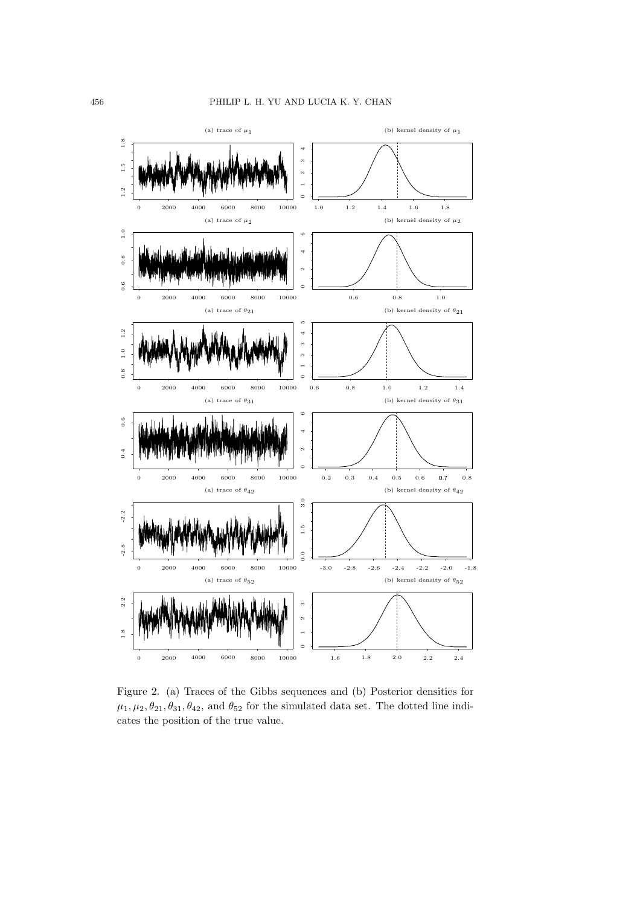Figure 2. (a) Traces of the Gibbs sequences and (b) Posterior densities for $\mu_1, \mu_2, \theta_{21}, \theta_{31}, \theta_{42}$, and $\theta_{52}$ for the simulated data set. The dotted line indicates the position of the true value.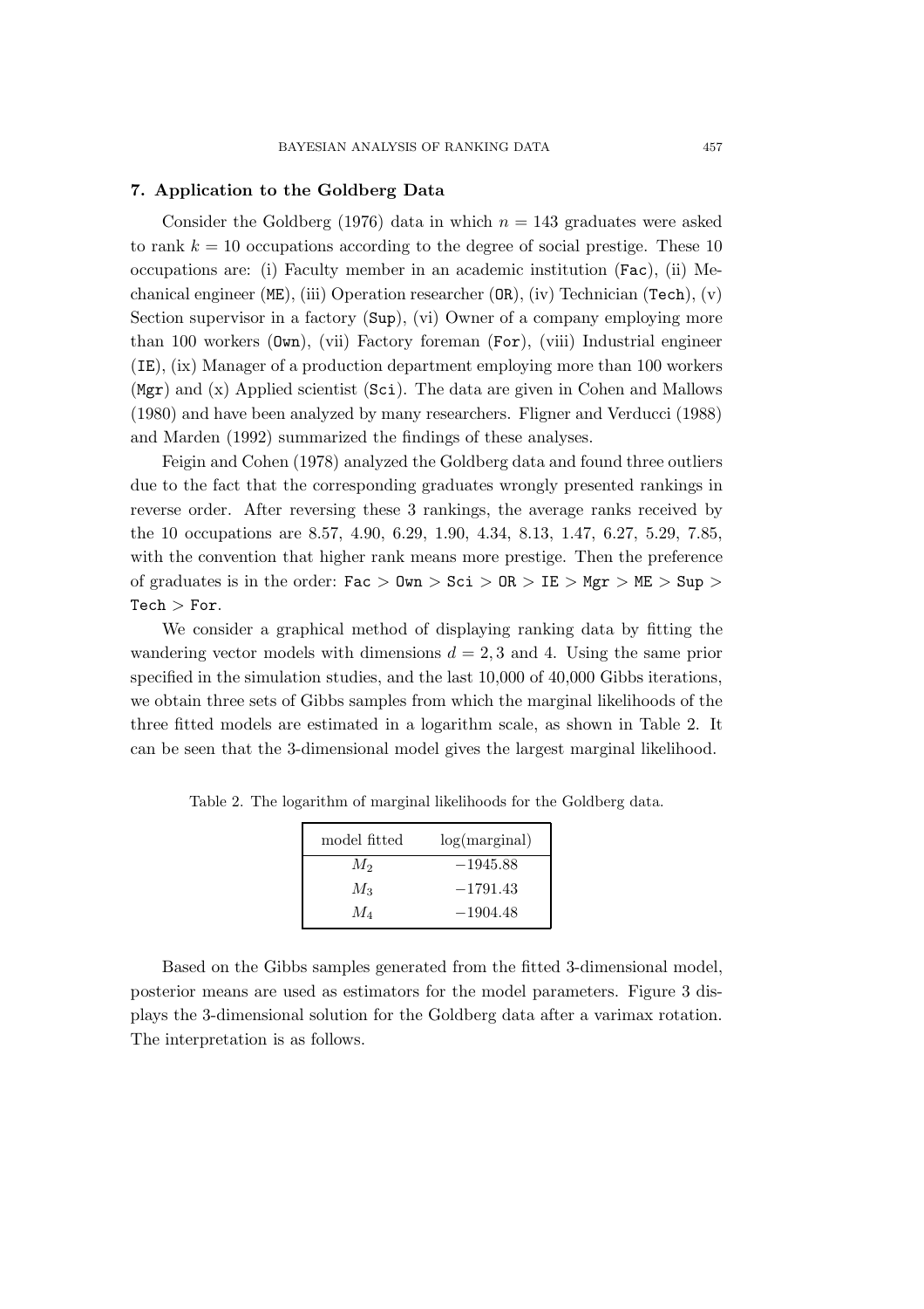## 7. Application to the Goldberg Data

Consider the Goldberg (1976) data in which $n = 143$ graduates were asked to rank $k = 10$ occupations according to the degree of social prestige. These 10 occupations are: (i) Faculty member in an academic institution (`Fac`), (ii) Mechanical engineer (`ME`), (iii) Operation researcher (`OR`), (iv) Technician (`Tech`), (v) Section supervisor in a factory (`Sup`), (vi) Owner of a company employing more than 100 workers (`Own`), (vii) Factory foreman (`For`), (viii) Industrial engineer (`IE`), (ix) Manager of a production department employing more than 100 workers (`Mgr`) and (x) Applied scientist (`Sci`). The data are given in Cohen and Mallows (1980) and have been analyzed by many researchers. Fligner and Verducci (1988) and Marden (1992) summarized the findings of these analyses.

Feigin and Cohen (1978) analyzed the Goldberg data and found three outliers due to the fact that the corresponding graduates wrongly presented rankings in reverse order. After reversing these 3 rankings, the average ranks received by the 10 occupations are 8.57, 4.90, 6.29, 1.90, 4.34, 8.13, 1.47, 6.27, 5.29, 7.85, with the convention that higher rank means more prestige. Then the preference of graduates is in the order: `Fac` > `Own` > `Sci` > `OR` > `IE` > `Mgr` > `ME` > `Sup` > `Tech` > `For`.

We consider a graphical method of displaying ranking data by fitting the wandering vector models with dimensions $d = 2, 3$ and 4. Using the same prior specified in the simulation studies, and the last 10,000 of 40,000 Gibbs iterations, we obtain three sets of Gibbs samples from which the marginal likelihoods of the three fitted models are estimated in a logarithm scale, as shown in Table 2. It can be seen that the 3-dimensional model gives the largest marginal likelihood.

Table 2. The logarithm of marginal likelihoods for the Goldberg data.

| model fitted | log(marginal) |
|---|---|
| $M_2$ | $-1945.88$ |
| $M_3$ | $-1791.43$ |
| $M_4$ | $-1904.48$ |

Based on the Gibbs samples generated from the fitted 3-dimensional model, posterior means are used as estimators for the model parameters. Figure 3 displays the 3-dimensional solution for the Goldberg data after a varimax rotation. The interpretation is as follows.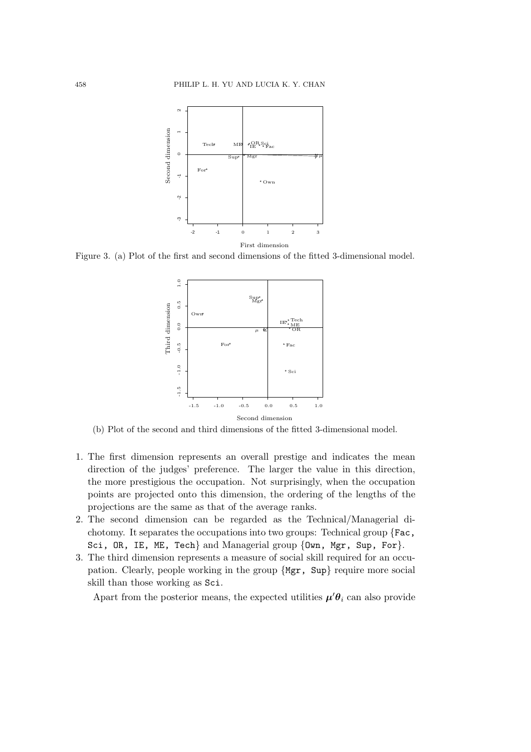Figure 3. (a) Plot of the first and second dimensions of the fitted 3-dimensional model.

(b) Plot of the second and third dimensions of the fitted 3-dimensional model.

1. The first dimension represents an overall prestige and indicates the mean direction of the judges' preference. The larger the value in this direction, the more prestigious the occupation. Not surprisingly, when the occupation points are projected onto this dimension, the ordering of the lengths of the projections are the same as that of the average ranks.
2. The second dimension can be regarded as the Technical/Managerial dichotomy. It separates the occupations into two groups: Technical group {`Fac`, `Sci`, `OR`, `IE`, `ME`, `Tech`} and Managerial group {`Own`, `Mgr`, `Sup`, `For`}.
3. The third dimension represents a measure of social skill required for an occupation. Clearly, people working in the group {`Mgr`, `Sup`} require more social skill than those working as `Sci`.

Apart from the posterior means, the expected utilities $\boldsymbol{\mu}'\boldsymbol{\theta}_i$ can also provide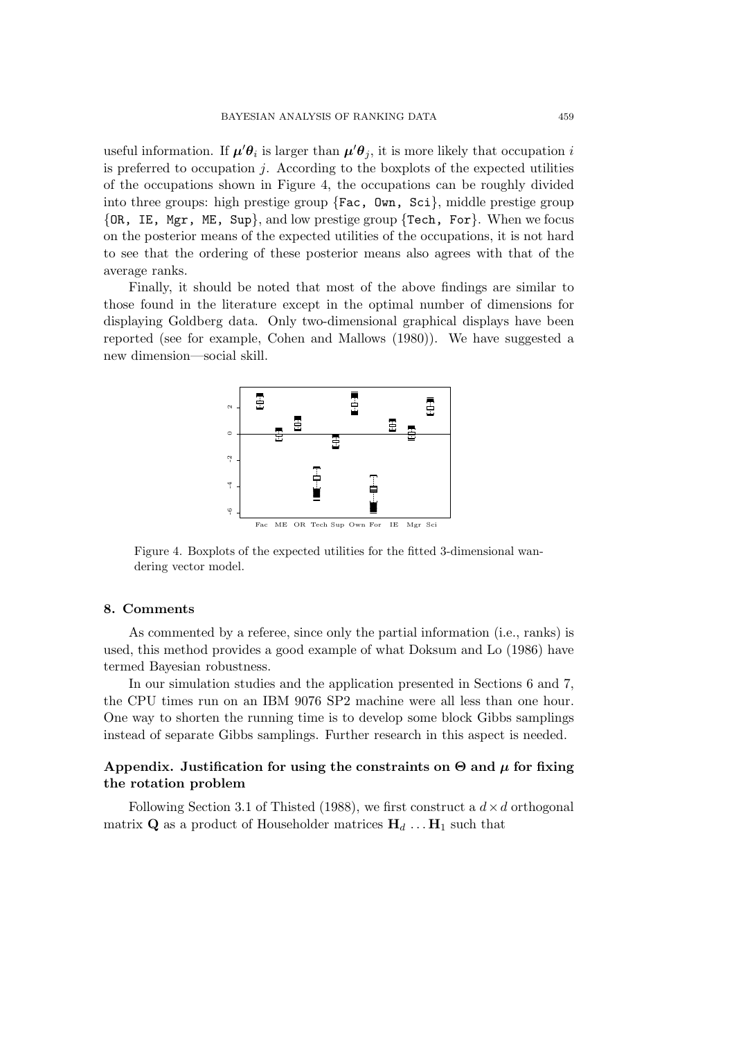useful information. If $\boldsymbol{\mu}'\boldsymbol{\theta}_i$ is larger than $\boldsymbol{\mu}'\boldsymbol{\theta}_j$, it is more likely that occupation $i$ is preferred to occupation $j$. According to the boxplots of the expected utilities of the occupations shown in Figure 4, the occupations can be roughly divided into three groups: high prestige group {Fac, Own, Sci}, middle prestige group {OR, IE, Mgr, ME, Sup}, and low prestige group {Tech, For}. When we focus on the posterior means of the expected utilities of the occupations, it is not hard to see that the ordering of these posterior means also agrees with that of the average ranks.

Finally, it should be noted that most of the above findings are similar to those found in the literature except in the optimal number of dimensions for displaying Goldberg data. Only two-dimensional graphical displays have been reported (see for example, Cohen and Mallows (1980)). We have suggested a new dimension—social skill.

Figure 4. Boxplots of the expected utilities for the fitted 3-dimensional wandering vector model.

## 8. Comments

As commented by a referee, since only the partial information (i.e., ranks) is used, this method provides a good example of what Doksum and Lo (1986) have termed Bayesian robustness.

In our simulation studies and the application presented in Sections 6 and 7, the CPU times run on an IBM 9076 SP2 machine were all less than one hour. One way to shorten the running time is to develop some block Gibbs samplings instead of separate Gibbs samplings. Further research in this aspect is needed.

## Appendix. Justification for using the constraints on $\boldsymbol{\Theta}$ and $\boldsymbol{\mu}$ for fixing the rotation problem

Following Section 3.1 of Thisted (1988), we first construct a $d \times d$ orthogonal matrix $\mathbf{Q}$ as a product of Householder matrices $\mathbf{H}_d \ldots \mathbf{H}_1$ such that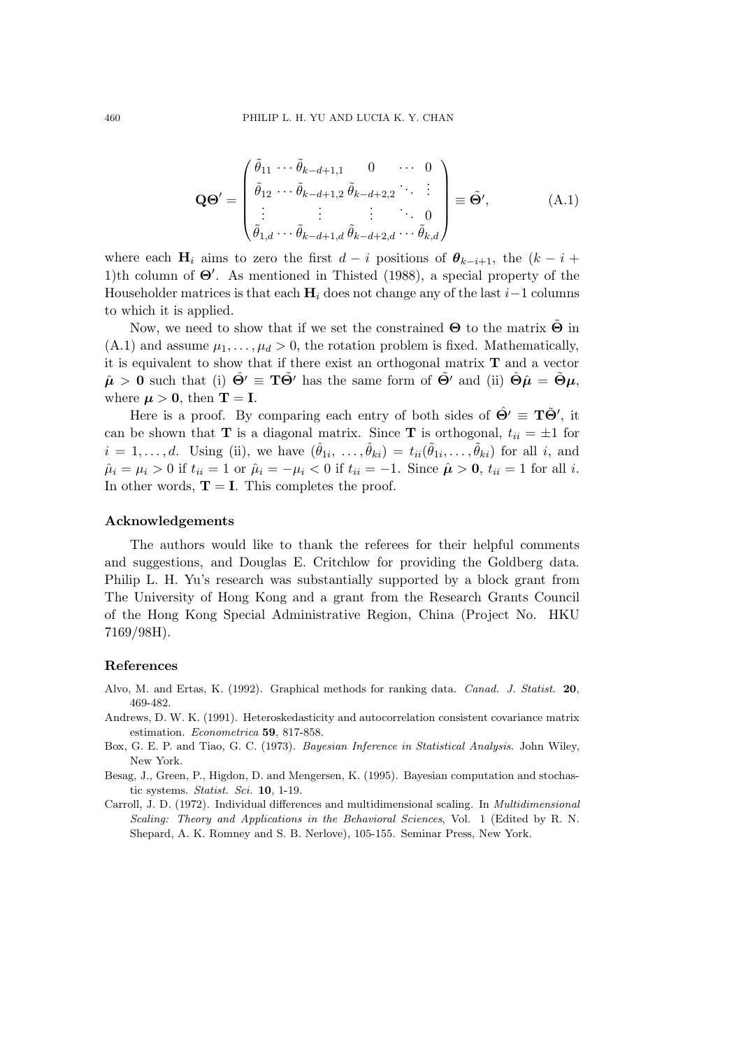$$
\mathbf{Q}\boldsymbol{\Theta}' = \begin{pmatrix} \tilde{\theta}_{11} & \cdots & \tilde{\theta}_{k-d+1,1} & 0 & \cdots & 0 \\ \tilde{\theta}_{12} & \cdots & \tilde{\theta}_{k-d+1,2} & \tilde{\theta}_{k-d+2,2} & \ddots & \vdots \\ \vdots & & \vdots & \vdots & \ddots & 0 \\ \tilde{\theta}_{1,d} & \cdots & \tilde{\theta}_{k-d+1,d} & \tilde{\theta}_{k-d+2,d} & \cdots & \tilde{\theta}_{k,d} \end{pmatrix} \equiv \tilde{\boldsymbol{\Theta}}', \tag{A.1}
$$

where each $\mathbf{H}_i$ aims to zero the first $d-i$ positions of $\boldsymbol{\theta}_{k-i+1}$, the $(k-i+1)$th column of $\boldsymbol{\Theta}'$. As mentioned in Thisted (1988), a special property of the Householder matrices is that each $\mathbf{H}_i$ does not change any of the last $i-1$ columns to which it is applied.

Now, we need to show that if we set the constrained $\boldsymbol{\Theta}$ to the matrix $\tilde{\boldsymbol{\Theta}}$ in (A.1) and assume $\mu_1, \ldots, \mu_d > 0$, the rotation problem is fixed. Mathematically, it is equivalent to show that if there exist an orthogonal matrix $\mathbf{T}$ and a vector $\hat{\boldsymbol{\mu}} > \mathbf{0}$ such that (i) $\hat{\boldsymbol{\Theta}}' \equiv \mathbf{T}\tilde{\boldsymbol{\Theta}}'$ has the same form of $\tilde{\boldsymbol{\Theta}}'$ and (ii) $\hat{\boldsymbol{\Theta}}\hat{\boldsymbol{\mu}} = \tilde{\boldsymbol{\Theta}}\boldsymbol{\mu}$, where $\boldsymbol{\mu} > \mathbf{0}$, then $\mathbf{T} = \mathbf{I}$.

Here is a proof. By comparing each entry of both sides of $\hat{\boldsymbol{\Theta}}' \equiv \mathbf{T}\tilde{\boldsymbol{\Theta}}'$, it can be shown that $\mathbf{T}$ is a diagonal matrix. Since $\mathbf{T}$ is orthogonal, $t_{ii} = \pm 1$ for $i = 1, \ldots, d$. Using (ii), we have $(\hat{\theta}_{1i}, \ldots, \hat{\theta}_{ki}) = t_{ii}(\tilde{\theta}_{1i}, \ldots, \tilde{\theta}_{ki})$ for all $i$, and $\hat{\mu}_i = \mu_i > 0$ if $t_{ii} = 1$ or $\hat{\mu}_i = -\mu_i < 0$ if $t_{ii} = -1$. Since $\hat{\boldsymbol{\mu}} > \mathbf{0}$, $t_{ii} = 1$ for all $i$. In other words, $\mathbf{T} = \mathbf{I}$. This completes the proof.

## Acknowledgements

The authors would like to thank the referees for their helpful comments and suggestions, and Douglas E. Critchlow for providing the Goldberg data. Philip L. H. Yu's research was substantially supported by a block grant from The University of Hong Kong and a grant from the Research Grants Council of the Hong Kong Special Administrative Region, China (Project No. HKU 7169/98H).

## References

Alvo, M. and Ertas, K. (1992). Graphical methods for ranking data. *Canad. J. Statist.* **20**, 469-482.

Andrews, D. W. K. (1991). Heteroskedasticity and autocorrelation consistent covariance matrix estimation. *Econometrica* **59**, 817-858.

Box, G. E. P. and Tiao, G. C. (1973). *Bayesian Inference in Statistical Analysis*. John Wiley, New York.

Besag, J., Green, P., Higdon, D. and Mengersen, K. (1995). Bayesian computation and stochastic systems. *Statist. Sci.* **10**, 1-19.

Carroll, J. D. (1972). Individual differences and multidimensional scaling. In *Multidimensional Scaling: Theory and Applications in the Behavioral Sciences*, Vol. 1 (Edited by R. N. Shepard, A. K. Romney and S. B. Nerlove), 105-155. Seminar Press, New York.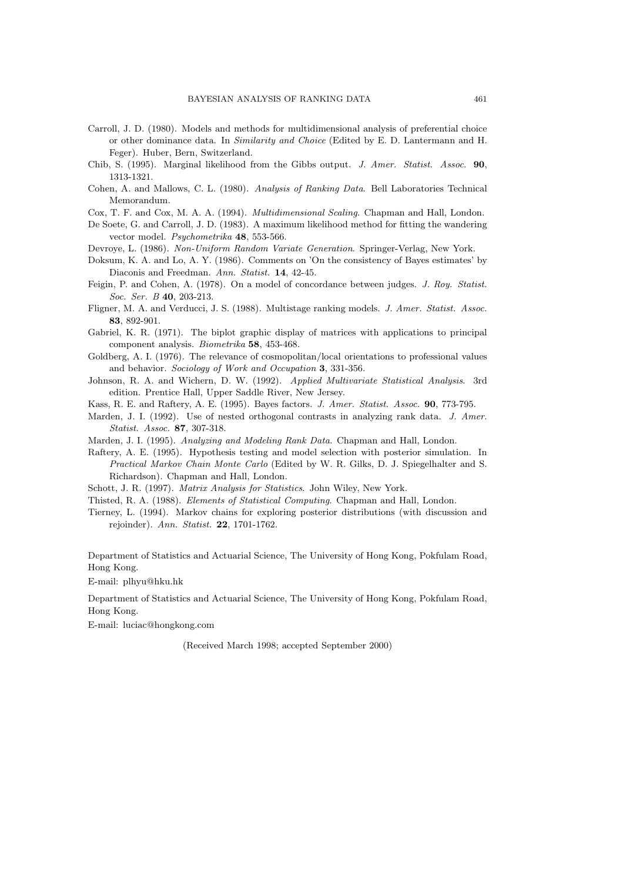Carroll, J. D. (1980). Models and methods for multidimensional analysis of preferential choice or other dominance data. In *Similarity and Choice* (Edited by E. D. Lantermann and H. Feger). Huber, Bern, Switzerland.

Chib, S. (1995). Marginal likelihood from the Gibbs output. *J. Amer. Statist. Assoc.* **90**, 1313-1321.

Cohen, A. and Mallows, C. L. (1980). *Analysis of Ranking Data*. Bell Laboratories Technical Memorandum.

Cox, T. F. and Cox, M. A. A. (1994). *Multidimensional Scaling*. Chapman and Hall, London.

De Soete, G. and Carroll, J. D. (1983). A maximum likelihood method for fitting the wandering vector model. *Psychometrika* **48**, 553-566.

Devroye, L. (1986). *Non-Uniform Random Variate Generation*. Springer-Verlag, New York.

Doksum, K. A. and Lo, A. Y. (1986). Comments on 'On the consistency of Bayes estimates' by Diaconis and Freedman. *Ann. Statist.* **14**, 42-45.

Feigin, P. and Cohen, A. (1978). On a model of concordance between judges. *J. Roy. Statist. Soc. Ser. B* **40**, 203-213.

Fligner, M. A. and Verducci, J. S. (1988). Multistage ranking models. *J. Amer. Statist. Assoc.* **83**, 892-901.

Gabriel, K. R. (1971). The biplot graphic display of matrices with applications to principal component analysis. *Biometrika* **58**, 453-468.

Goldberg, A. I. (1976). The relevance of cosmopolitan/local orientations to professional values and behavior. *Sociology of Work and Occupation* **3**, 331-356.

Johnson, R. A. and Wichern, D. W. (1992). *Applied Multivariate Statistical Analysis*. 3rd edition. Prentice Hall, Upper Saddle River, New Jersey.

Kass, R. E. and Raftery, A. E. (1995). Bayes factors. *J. Amer. Statist. Assoc.* **90**, 773-795.

Marden, J. I. (1992). Use of nested orthogonal contrasts in analyzing rank data. *J. Amer. Statist. Assoc.* **87**, 307-318.

Marden, J. I. (1995). *Analyzing and Modeling Rank Data*. Chapman and Hall, London.

Raftery, A. E. (1995). Hypothesis testing and model selection with posterior simulation. In *Practical Markov Chain Monte Carlo* (Edited by W. R. Gilks, D. J. Spiegelhalter and S. Richardson). Chapman and Hall, London.

Schott, J. R. (1997). *Matrix Analysis for Statistics*. John Wiley, New York.

Thisted, R. A. (1988). *Elements of Statistical Computing*. Chapman and Hall, London.

Tierney, L. (1994). Markov chains for exploring posterior distributions (with discussion and rejoinder). *Ann. Statist.* **22**, 1701-1762.

Department of Statistics and Actuarial Science, The University of Hong Kong, Pokfulam Road, Hong Kong.

E-mail: plhyu@hku.hk

Department of Statistics and Actuarial Science, The University of Hong Kong, Pokfulam Road, Hong Kong.

E-mail: luciac@hongkong.com

(Received March 1998; accepted September 2000)